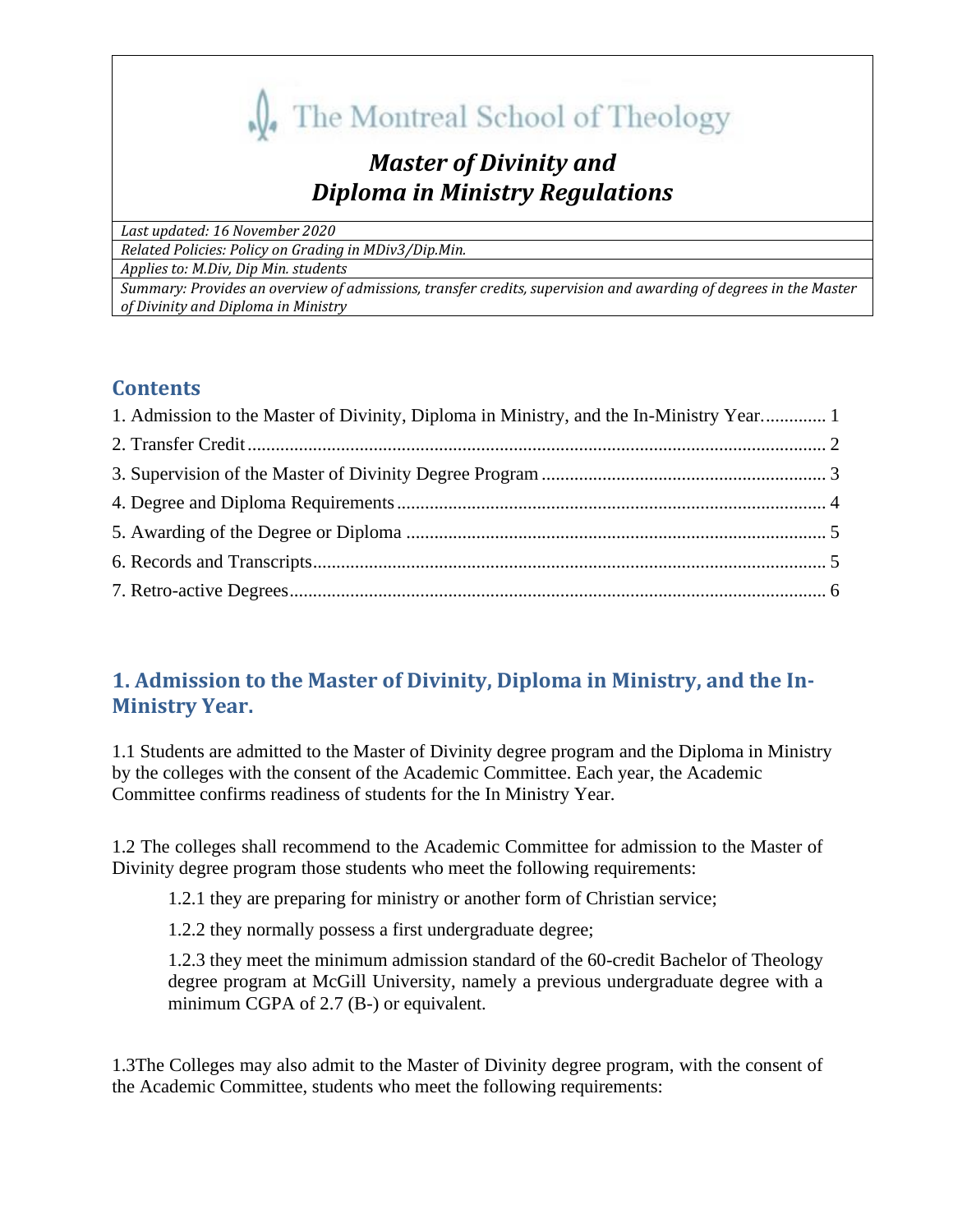The Montreal School of Theology

# *Master of Divinity and Diploma in Ministry Regulations*

| |
|---|
| *Last updated: 16 November 2020* |
| *Related Policies: Policy on Grading in MDiv3/Dip.Min.* |
| *Applies to: M.Div, Dip Min. students* |
| *Summary: Provides an overview of admissions, transfer credits, supervision and awarding of degrees in the Master of Divinity and Diploma in Ministry* |

## Contents

1. Admission to the Master of Divinity, Diploma in Ministry, and the In-Ministry Year. ............ 1
2. Transfer Credit ............ 2
3. Supervision of the Master of Divinity Degree Program ............ 3
4. Degree and Diploma Requirements ............ 4
5. Awarding of the Degree or Diploma ............ 5
6. Records and Transcripts ............ 5
7. Retro-active Degrees ............ 6

## 1. Admission to the Master of Divinity, Diploma in Ministry, and the In-Ministry Year.

1.1 Students are admitted to the Master of Divinity degree program and the Diploma in Ministry by the colleges with the consent of the Academic Committee. Each year, the Academic Committee confirms readiness of students for the In Ministry Year.

1.2 The colleges shall recommend to the Academic Committee for admission to the Master of Divinity degree program those students who meet the following requirements:

> 1.2.1 they are preparing for ministry or another form of Christian service;
>
> 1.2.2 they normally possess a first undergraduate degree;
>
> 1.2.3 they meet the minimum admission standard of the 60-credit Bachelor of Theology degree program at McGill University, namely a previous undergraduate degree with a minimum CGPA of 2.7 (B-) or equivalent.

1.3The Colleges may also admit to the Master of Divinity degree program, with the consent of the Academic Committee, students who meet the following requirements: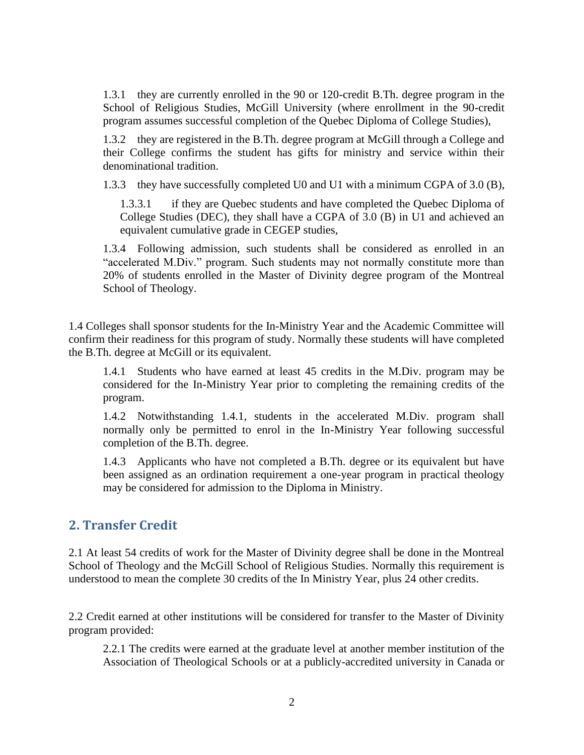1.3.1 they are currently enrolled in the 90 or 120-credit B.Th. degree program in the School of Religious Studies, McGill University (where enrollment in the 90-credit program assumes successful completion of the Quebec Diploma of College Studies),

1.3.2 they are registered in the B.Th. degree program at McGill through a College and their College confirms the student has gifts for ministry and service within their denominational tradition.

1.3.3 they have successfully completed U0 and U1 with a minimum CGPA of 3.0 (B),

1.3.3.1 if they are Quebec students and have completed the Quebec Diploma of College Studies (DEC), they shall have a CGPA of 3.0 (B) in U1 and achieved an equivalent cumulative grade in CEGEP studies,

1.3.4 Following admission, such students shall be considered as enrolled in an "accelerated M.Div." program. Such students may not normally constitute more than 20% of students enrolled in the Master of Divinity degree program of the Montreal School of Theology.

1.4 Colleges shall sponsor students for the In-Ministry Year and the Academic Committee will confirm their readiness for this program of study. Normally these students will have completed the B.Th. degree at McGill or its equivalent.

1.4.1 Students who have earned at least 45 credits in the M.Div. program may be considered for the In-Ministry Year prior to completing the remaining credits of the program.

1.4.2 Notwithstanding 1.4.1, students in the accelerated M.Div. program shall normally only be permitted to enrol in the In-Ministry Year following successful completion of the B.Th. degree.

1.4.3 Applicants who have not completed a B.Th. degree or its equivalent but have been assigned as an ordination requirement a one-year program in practical theology may be considered for admission to the Diploma in Ministry.

## 2. Transfer Credit

2.1 At least 54 credits of work for the Master of Divinity degree shall be done in the Montreal School of Theology and the McGill School of Religious Studies. Normally this requirement is understood to mean the complete 30 credits of the In Ministry Year, plus 24 other credits.

2.2 Credit earned at other institutions will be considered for transfer to the Master of Divinity program provided:

2.2.1 The credits were earned at the graduate level at another member institution of the Association of Theological Schools or at a publicly-accredited university in Canada or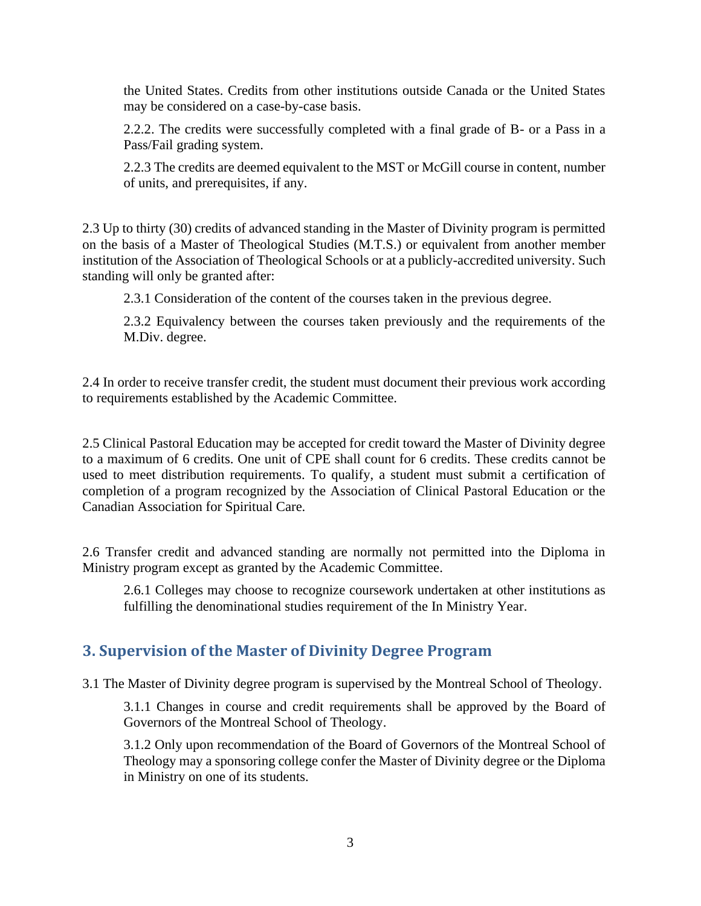the United States. Credits from other institutions outside Canada or the United States may be considered on a case-by-case basis.

2.2.2. The credits were successfully completed with a final grade of B- or a Pass in a Pass/Fail grading system.

2.2.3 The credits are deemed equivalent to the MST or McGill course in content, number of units, and prerequisites, if any.

2.3 Up to thirty (30) credits of advanced standing in the Master of Divinity program is permitted on the basis of a Master of Theological Studies (M.T.S.) or equivalent from another member institution of the Association of Theological Schools or at a publicly-accredited university. Such standing will only be granted after:

2.3.1 Consideration of the content of the courses taken in the previous degree.

2.3.2 Equivalency between the courses taken previously and the requirements of the M.Div. degree.

2.4 In order to receive transfer credit, the student must document their previous work according to requirements established by the Academic Committee.

2.5 Clinical Pastoral Education may be accepted for credit toward the Master of Divinity degree to a maximum of 6 credits. One unit of CPE shall count for 6 credits. These credits cannot be used to meet distribution requirements. To qualify, a student must submit a certification of completion of a program recognized by the Association of Clinical Pastoral Education or the Canadian Association for Spiritual Care.

2.6 Transfer credit and advanced standing are normally not permitted into the Diploma in Ministry program except as granted by the Academic Committee.

2.6.1 Colleges may choose to recognize coursework undertaken at other institutions as fulfilling the denominational studies requirement of the In Ministry Year.

## 3. Supervision of the Master of Divinity Degree Program

3.1 The Master of Divinity degree program is supervised by the Montreal School of Theology.

3.1.1 Changes in course and credit requirements shall be approved by the Board of Governors of the Montreal School of Theology.

3.1.2 Only upon recommendation of the Board of Governors of the Montreal School of Theology may a sponsoring college confer the Master of Divinity degree or the Diploma in Ministry on one of its students.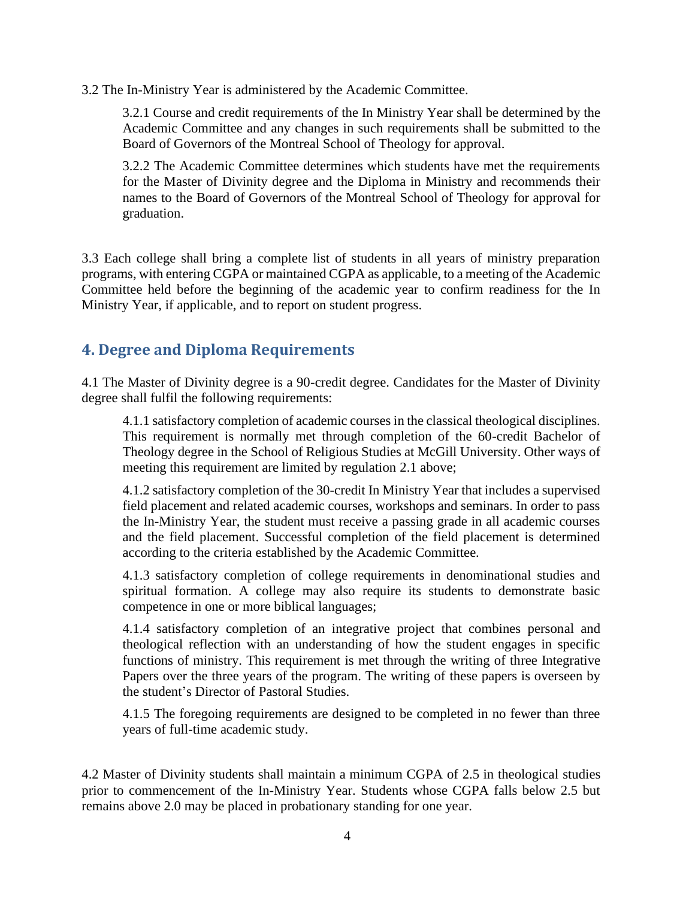3.2 The In-Ministry Year is administered by the Academic Committee.

3.2.1 Course and credit requirements of the In Ministry Year shall be determined by the Academic Committee and any changes in such requirements shall be submitted to the Board of Governors of the Montreal School of Theology for approval.

3.2.2 The Academic Committee determines which students have met the requirements for the Master of Divinity degree and the Diploma in Ministry and recommends their names to the Board of Governors of the Montreal School of Theology for approval for graduation.

3.3 Each college shall bring a complete list of students in all years of ministry preparation programs, with entering CGPA or maintained CGPA as applicable, to a meeting of the Academic Committee held before the beginning of the academic year to confirm readiness for the In Ministry Year, if applicable, and to report on student progress.

## 4. Degree and Diploma Requirements

4.1 The Master of Divinity degree is a 90-credit degree. Candidates for the Master of Divinity degree shall fulfil the following requirements:

4.1.1 satisfactory completion of academic courses in the classical theological disciplines. This requirement is normally met through completion of the 60-credit Bachelor of Theology degree in the School of Religious Studies at McGill University. Other ways of meeting this requirement are limited by regulation 2.1 above;

4.1.2 satisfactory completion of the 30-credit In Ministry Year that includes a supervised field placement and related academic courses, workshops and seminars. In order to pass the In-Ministry Year, the student must receive a passing grade in all academic courses and the field placement. Successful completion of the field placement is determined according to the criteria established by the Academic Committee.

4.1.3 satisfactory completion of college requirements in denominational studies and spiritual formation. A college may also require its students to demonstrate basic competence in one or more biblical languages;

4.1.4 satisfactory completion of an integrative project that combines personal and theological reflection with an understanding of how the student engages in specific functions of ministry. This requirement is met through the writing of three Integrative Papers over the three years of the program. The writing of these papers is overseen by the student's Director of Pastoral Studies.

4.1.5 The foregoing requirements are designed to be completed in no fewer than three years of full-time academic study.

4.2 Master of Divinity students shall maintain a minimum CGPA of 2.5 in theological studies prior to commencement of the In-Ministry Year. Students whose CGPA falls below 2.5 but remains above 2.0 may be placed in probationary standing for one year.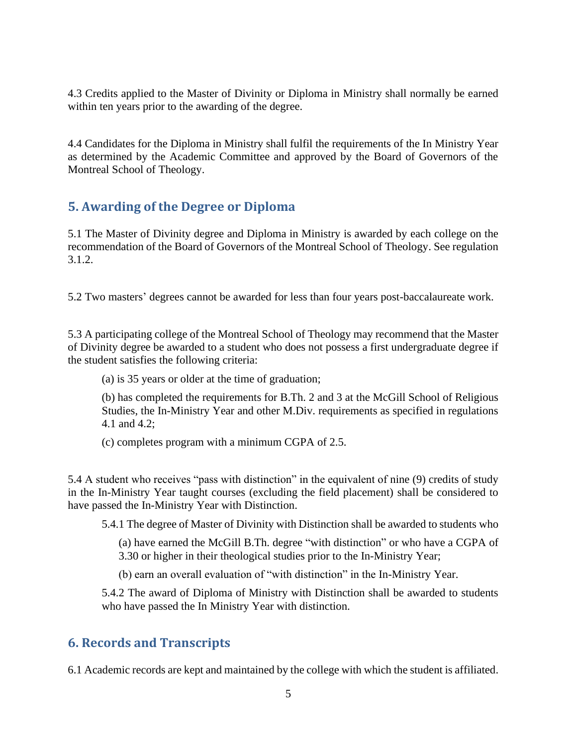4.3 Credits applied to the Master of Divinity or Diploma in Ministry shall normally be earned within ten years prior to the awarding of the degree.

4.4 Candidates for the Diploma in Ministry shall fulfil the requirements of the In Ministry Year as determined by the Academic Committee and approved by the Board of Governors of the Montreal School of Theology.

## 5. Awarding of the Degree or Diploma

5.1 The Master of Divinity degree and Diploma in Ministry is awarded by each college on the recommendation of the Board of Governors of the Montreal School of Theology. See regulation 3.1.2.

5.2 Two masters' degrees cannot be awarded for less than four years post-baccalaureate work.

5.3 A participating college of the Montreal School of Theology may recommend that the Master of Divinity degree be awarded to a student who does not possess a first undergraduate degree if the student satisfies the following criteria:

> (a) is 35 years or older at the time of graduation;
>
> (b) has completed the requirements for B.Th. 2 and 3 at the McGill School of Religious Studies, the In-Ministry Year and other M.Div. requirements as specified in regulations 4.1 and 4.2;
>
> (c) completes program with a minimum CGPA of 2.5.

5.4 A student who receives "pass with distinction" in the equivalent of nine (9) credits of study in the In-Ministry Year taught courses (excluding the field placement) shall be considered to have passed the In-Ministry Year with Distinction.

> 5.4.1 The degree of Master of Divinity with Distinction shall be awarded to students who
>
> > (a) have earned the McGill B.Th. degree "with distinction" or who have a CGPA of 3.30 or higher in their theological studies prior to the In-Ministry Year;
> >
> > (b) earn an overall evaluation of "with distinction" in the In-Ministry Year.
>
> 5.4.2 The award of Diploma of Ministry with Distinction shall be awarded to students who have passed the In Ministry Year with distinction.

## 6. Records and Transcripts

6.1 Academic records are kept and maintained by the college with which the student is affiliated.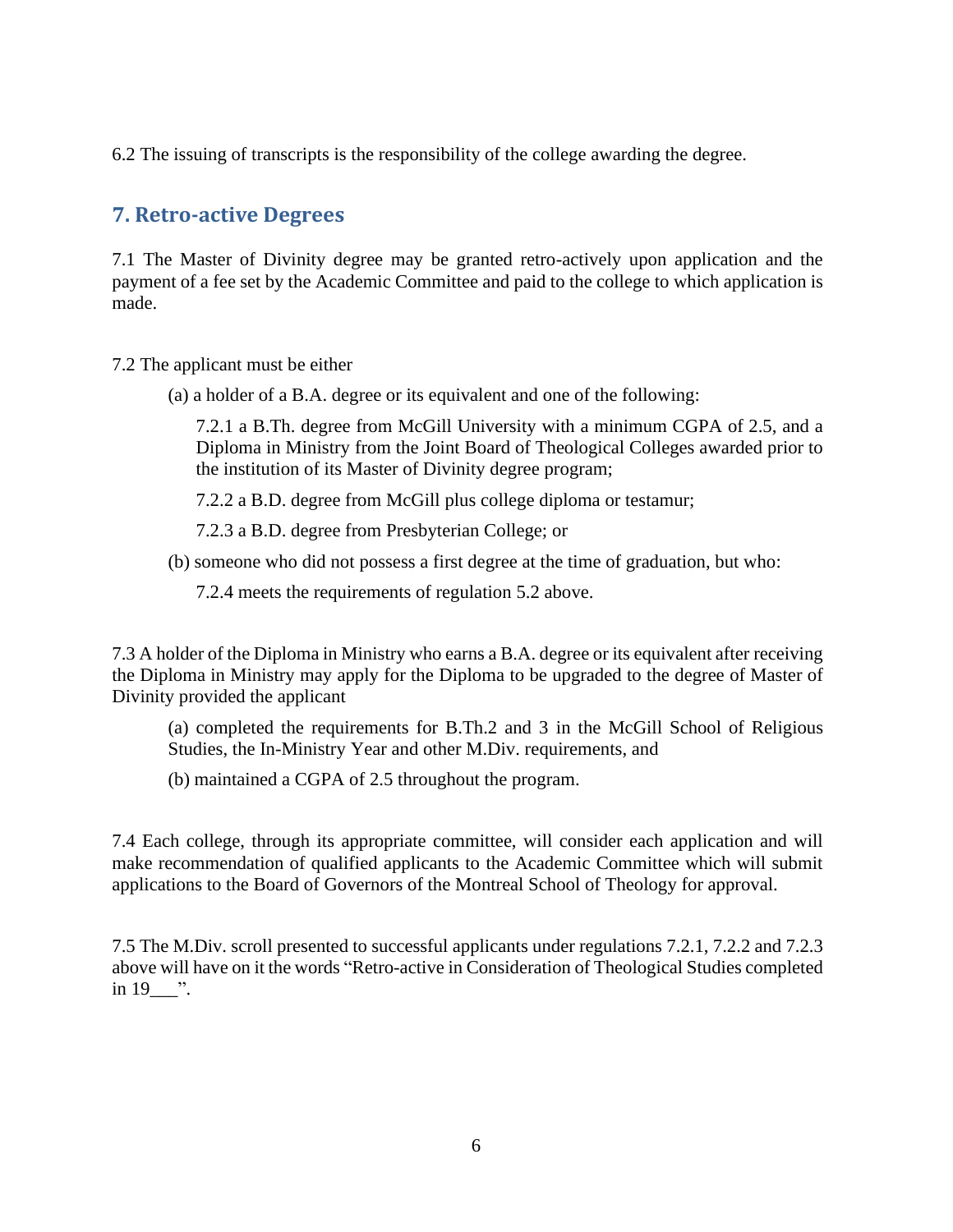6.2 The issuing of transcripts is the responsibility of the college awarding the degree.

## 7. Retro-active Degrees

7.1 The Master of Divinity degree may be granted retro-actively upon application and the payment of a fee set by the Academic Committee and paid to the college to which application is made.

7.2 The applicant must be either

(a) a holder of a B.A. degree or its equivalent and one of the following:

7.2.1 a B.Th. degree from McGill University with a minimum CGPA of 2.5, and a Diploma in Ministry from the Joint Board of Theological Colleges awarded prior to the institution of its Master of Divinity degree program;

7.2.2 a B.D. degree from McGill plus college diploma or testamur;

7.2.3 a B.D. degree from Presbyterian College; or

(b) someone who did not possess a first degree at the time of graduation, but who:

7.2.4 meets the requirements of regulation 5.2 above.

7.3 A holder of the Diploma in Ministry who earns a B.A. degree or its equivalent after receiving the Diploma in Ministry may apply for the Diploma to be upgraded to the degree of Master of Divinity provided the applicant

(a) completed the requirements for B.Th.2 and 3 in the McGill School of Religious Studies, the In-Ministry Year and other M.Div. requirements, and

(b) maintained a CGPA of 2.5 throughout the program.

7.4 Each college, through its appropriate committee, will consider each application and will make recommendation of qualified applicants to the Academic Committee which will submit applications to the Board of Governors of the Montreal School of Theology for approval.

7.5 The M.Div. scroll presented to successful applicants under regulations 7.2.1, 7.2.2 and 7.2.3 above will have on it the words "Retro-active in Consideration of Theological Studies completed in 19___".